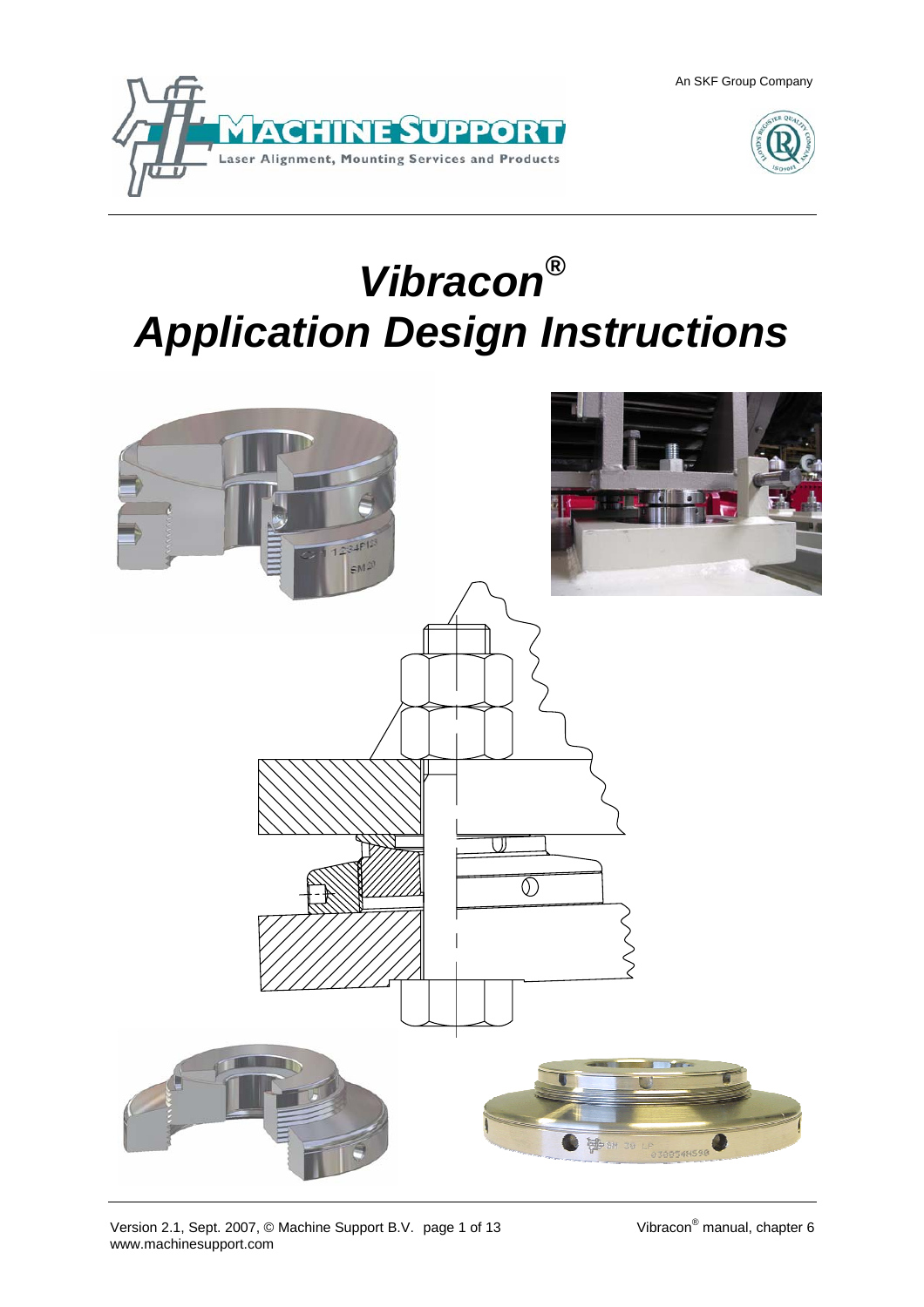An SKF Group Company

MACHINE SUPPORT
Laser Alignment, Mounting Services and Products

# *Vibracon®* *Application Design Instructions*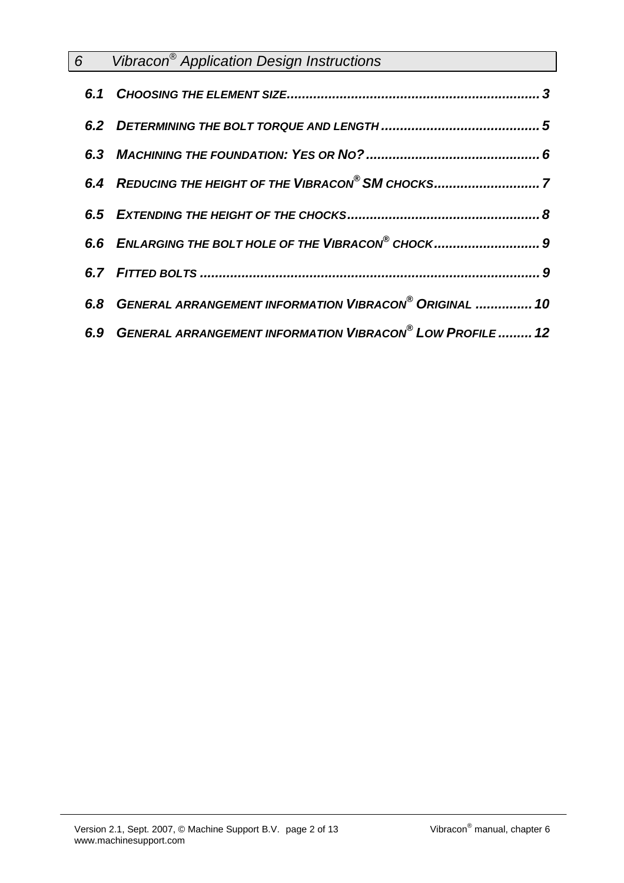# 6 Vibracon® Application Design Instructions

**6.1 CHOOSING THE ELEMENT SIZE .................................................................. 3**

**6.2 DETERMINING THE BOLT TORQUE AND LENGTH ......................................... 5**

**6.3 MACHINING THE FOUNDATION: YES OR NO? ............................................. 6**

**6.4 REDUCING THE HEIGHT OF THE VIBRACON® SM CHOCKS ........................... 7**

**6.5 EXTENDING THE HEIGHT OF THE CHOCKS .................................................. 8**

**6.6 ENLARGING THE BOLT HOLE OF THE VIBRACON® CHOCK ........................... 9**

**6.7 FITTED BOLTS ....................................................................................... 9**

**6.8 GENERAL ARRANGEMENT INFORMATION VIBRACON® ORIGINAL ............... 10**

**6.9 GENERAL ARRANGEMENT INFORMATION VIBRACON® LOW PROFILE ......... 12**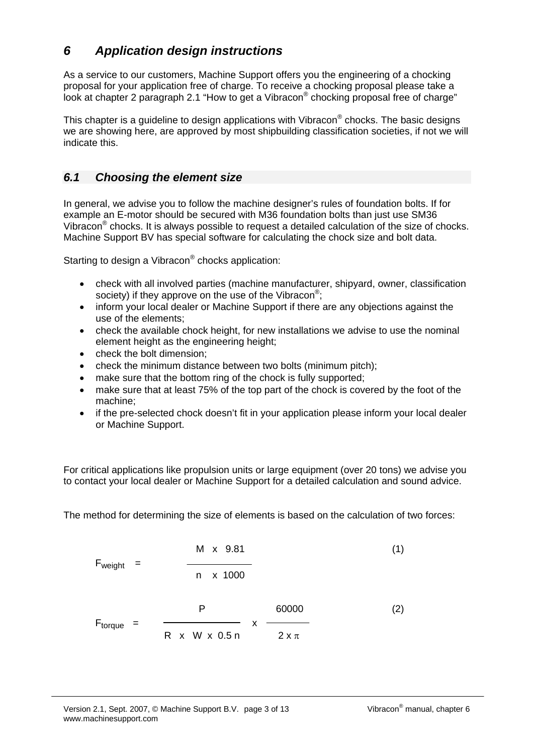# *6 Application design instructions*

As a service to our customers, Machine Support offers you the engineering of a chocking proposal for your application free of charge. To receive a chocking proposal please take a look at chapter 2 paragraph 2.1 "How to get a Vibracon® chocking proposal free of charge"

This chapter is a guideline to design applications with Vibracon® chocks. The basic designs we are showing here, are approved by most shipbuilding classification societies, if not we will indicate this.

## *6.1 Choosing the element size*

In general, we advise you to follow the machine designer's rules of foundation bolts. If for example an E-motor should be secured with M36 foundation bolts than just use SM36 Vibracon® chocks. It is always possible to request a detailed calculation of the size of chocks. Machine Support BV has special software for calculating the chock size and bolt data.

Starting to design a Vibracon® chocks application:

- check with all involved parties (machine manufacturer, shipyard, owner, classification society) if they approve on the use of the Vibracon®;
- inform your local dealer or Machine Support if there are any objections against the use of the elements;
- check the available chock height, for new installations we advise to use the nominal element height as the engineering height;
- check the bolt dimension;
- check the minimum distance between two bolts (minimum pitch);
- make sure that the bottom ring of the chock is fully supported;
- make sure that at least 75% of the top part of the chock is covered by the foot of the machine;
- if the pre-selected chock doesn't fit in your application please inform your local dealer or Machine Support.

For critical applications like propulsion units or large equipment (over 20 tons) we advise you to contact your local dealer or Machine Support for a detailed calculation and sound advice.

The method for determining the size of elements is based on the calculation of two forces:

$$F_{weight} = \frac{M \times 9.81}{n \times 1000} \tag{1}$$

$$F_{torque} = \frac{P}{R \times W \times 0.5\,n} \times \frac{60000}{2 \times \pi} \tag{2}$$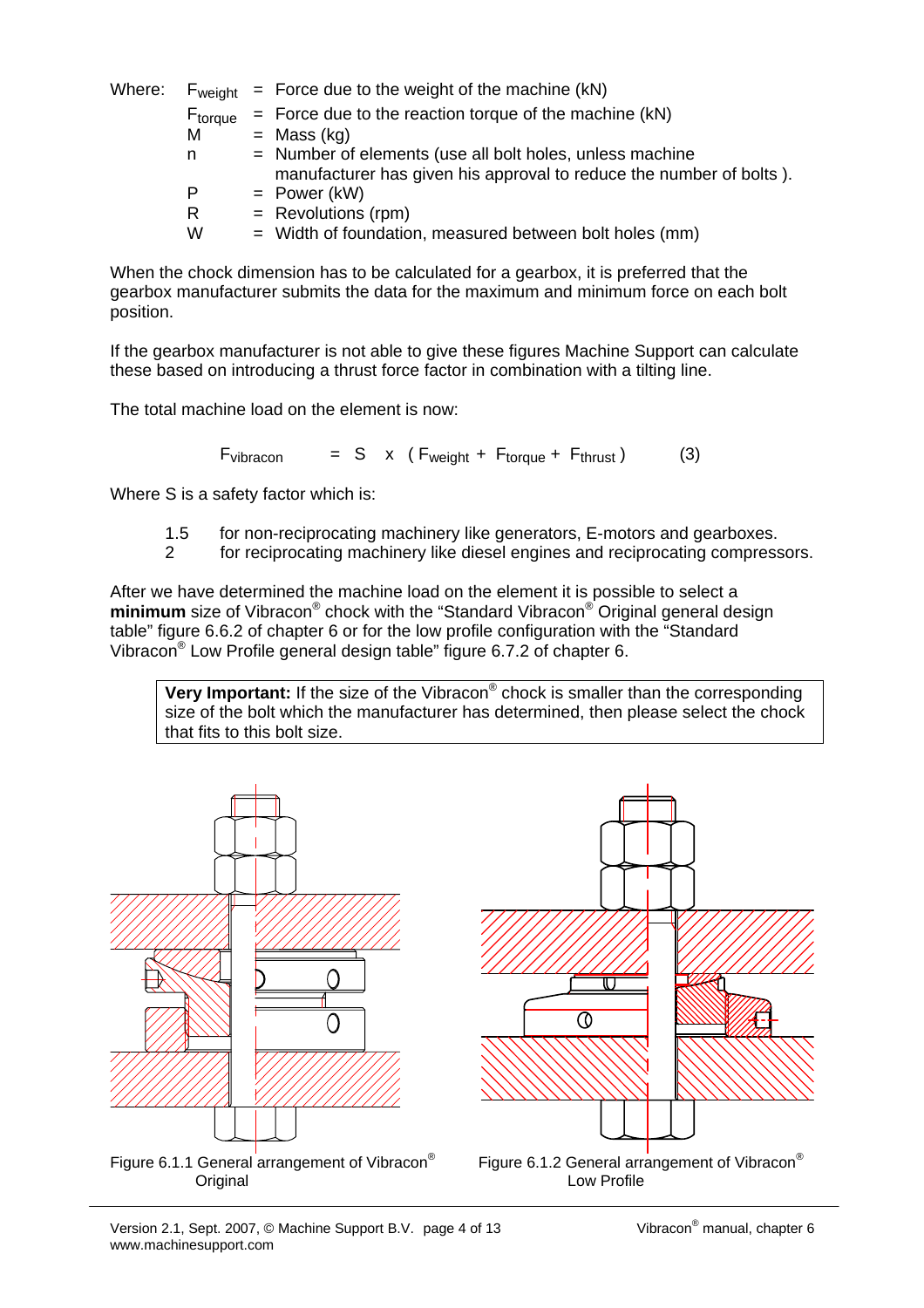Where:

- $F_{weight}$ = Force due to the weight of the machine (kN)
- $F_{torque}$ = Force due to the reaction torque of the machine (kN)
- M = Mass (kg)
- n = Number of elements (use all bolt holes, unless machine manufacturer has given his approval to reduce the number of bolts ).
- P = Power (kW)
- R = Revolutions (rpm)
- W = Width of foundation, measured between bolt holes (mm)

When the chock dimension has to be calculated for a gearbox, it is preferred that the gearbox manufacturer submits the data for the maximum and minimum force on each bolt position.

If the gearbox manufacturer is not able to give these figures Machine Support can calculate these based on introducing a thrust force factor in combination with a tilting line.

The total machine load on the element is now:

$$F_{vibracon} = S \times (F_{weight} + F_{torque} + F_{thrust}) \qquad (3)$$

Where S is a safety factor which is:

- 1.5 for non-reciprocating machinery like generators, E-motors and gearboxes.
- 2 for reciprocating machinery like diesel engines and reciprocating compressors.

After we have determined the machine load on the element it is possible to select a **minimum** size of Vibracon® chock with the “Standard Vibracon® Original general design table” figure 6.6.2 of chapter 6 or for the low profile configuration with the “Standard Vibracon® Low Profile general design table” figure 6.7.2 of chapter 6.

> **Very Important:** If the size of the Vibracon® chock is smaller than the corresponding size of the bolt which the manufacturer has determined, then please select the chock that fits to this bolt size.

Figure 6.1.1 General arrangement of Vibracon® Original

Figure 6.1.2 General arrangement of Vibracon® Low Profile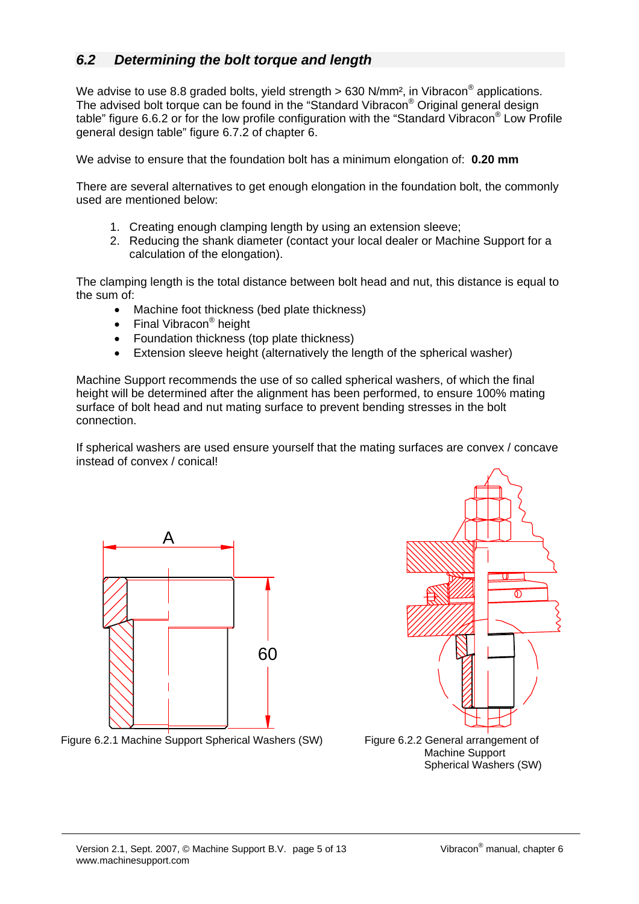## 6.2 Determining the bolt torque and length

We advise to use 8.8 graded bolts, yield strength > 630 N/mm², in Vibracon® applications. The advised bolt torque can be found in the "Standard Vibracon® Original general design table" figure 6.6.2 or for the low profile configuration with the "Standard Vibracon® Low Profile general design table" figure 6.7.2 of chapter 6.

We advise to ensure that the foundation bolt has a minimum elongation of: **0.20 mm**

There are several alternatives to get enough elongation in the foundation bolt, the commonly used are mentioned below:

1. Creating enough clamping length by using an extension sleeve;
2. Reducing the shank diameter (contact your local dealer or Machine Support for a calculation of the elongation).

The clamping length is the total distance between bolt head and nut, this distance is equal to the sum of:

- Machine foot thickness (bed plate thickness)
- Final Vibracon® height
- Foundation thickness (top plate thickness)
- Extension sleeve height (alternatively the length of the spherical washer)

Machine Support recommends the use of so called spherical washers, of which the final height will be determined after the alignment has been performed, to ensure 100% mating surface of bolt head and nut mating surface to prevent bending stresses in the bolt connection.

If spherical washers are used ensure yourself that the mating surfaces are convex / concave instead of convex / conical!

A

60

Figure 6.2.1 Machine Support Spherical Washers (SW)

Figure 6.2.2 General arrangement of Machine Support Spherical Washers (SW)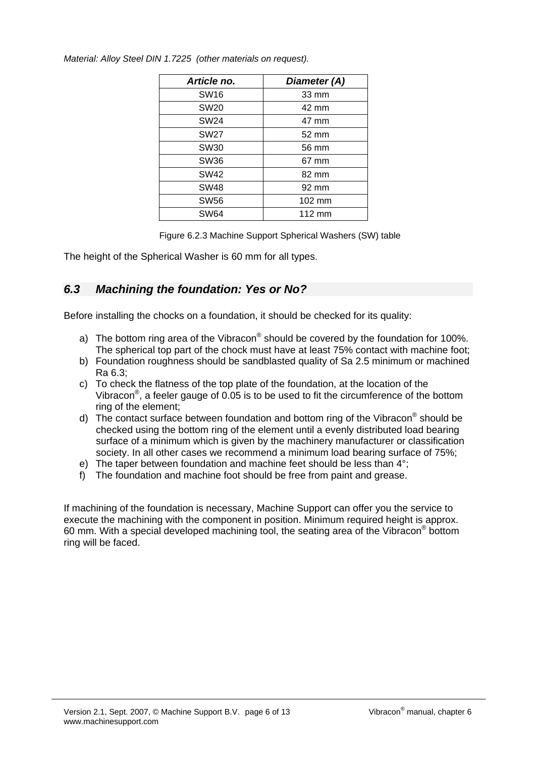*Material: Alloy Steel DIN 1.7225 (other materials on request).*

| ***Article no.*** | ***Diameter (A)*** |
|---|---|
| SW16 | 33 mm |
| SW20 | 42 mm |
| SW24 | 47 mm |
| SW27 | 52 mm |
| SW30 | 56 mm |
| SW36 | 67 mm |
| SW42 | 82 mm |
| SW48 | 92 mm |
| SW56 | 102 mm |
| SW64 | 112 mm |

Figure 6.2.3 Machine Support Spherical Washers (SW) table

The height of the Spherical Washer is 60 mm for all types.

## *6.3 Machining the foundation: Yes or No?*

Before installing the chocks on a foundation, it should be checked for its quality:

a) The bottom ring area of the Vibracon® should be covered by the foundation for 100%. The spherical top part of the chock must have at least 75% contact with machine foot;
b) Foundation roughness should be sandblasted quality of Sa 2.5 minimum or machined Ra 6.3;
c) To check the flatness of the top plate of the foundation, at the location of the Vibracon®, a feeler gauge of 0.05 is to be used to fit the circumference of the bottom ring of the element;
d) The contact surface between foundation and bottom ring of the Vibracon® should be checked using the bottom ring of the element until a evenly distributed load bearing surface of a minimum which is given by the machinery manufacturer or classification society. In all other cases we recommend a minimum load bearing surface of 75%;
e) The taper between foundation and machine feet should be less than 4°;
f) The foundation and machine foot should be free from paint and grease.

If machining of the foundation is necessary, Machine Support can offer you the service to execute the machining with the component in position. Minimum required height is approx. 60 mm. With a special developed machining tool, the seating area of the Vibracon® bottom ring will be faced.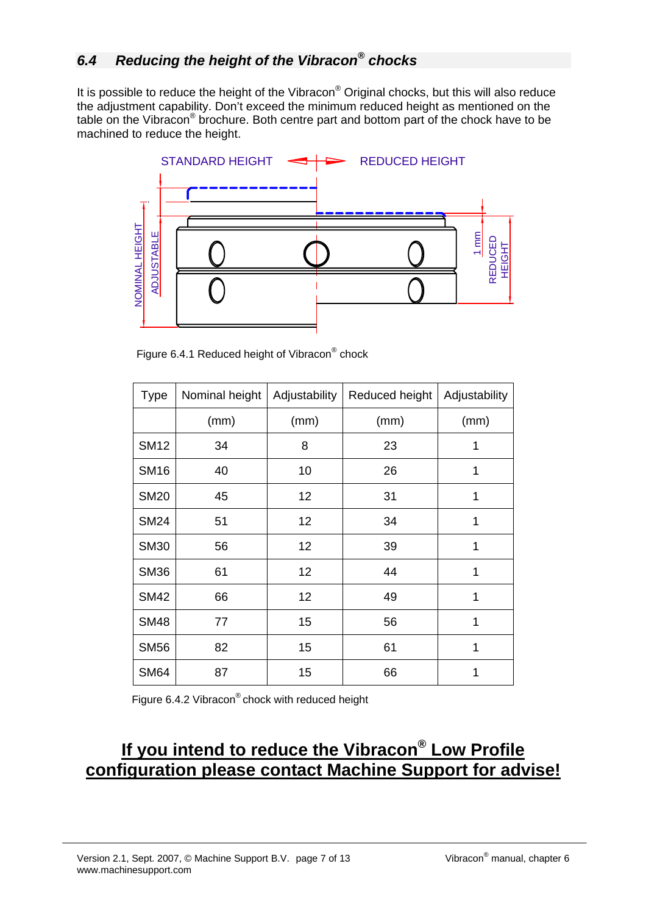## 6.4 *Reducing the height of the Vibracon® chocks*

It is possible to reduce the height of the Vibracon® Original chocks, but this will also reduce the adjustment capability. Don't exceed the minimum reduced height as mentioned on the table on the Vibracon® brochure. Both centre part and bottom part of the chock have to be machined to reduce the height.

STANDARD HEIGHT — REDUCED HEIGHT

NOMINAL HEIGHT, ADJUSTABLE, 1 mm, REDUCED HEIGHT

Figure 6.4.1 Reduced height of Vibracon® chock

| Type | Nominal height | Adjustability | Reduced height | Adjustability |
|---|---|---|---|---|
| | (mm) | (mm) | (mm) | (mm) |
| SM12 | 34 | 8 | 23 | 1 |
| SM16 | 40 | 10 | 26 | 1 |
| SM20 | 45 | 12 | 31 | 1 |
| SM24 | 51 | 12 | 34 | 1 |
| SM30 | 56 | 12 | 39 | 1 |
| SM36 | 61 | 12 | 44 | 1 |
| SM42 | 66 | 12 | 49 | 1 |
| SM48 | 77 | 15 | 56 | 1 |
| SM56 | 82 | 15 | 61 | 1 |
| SM64 | 87 | 15 | 66 | 1 |

Figure 6.4.2 Vibracon® chock with reduced height

**If you intend to reduce the Vibracon® Low Profile configuration please contact Machine Support for advise!**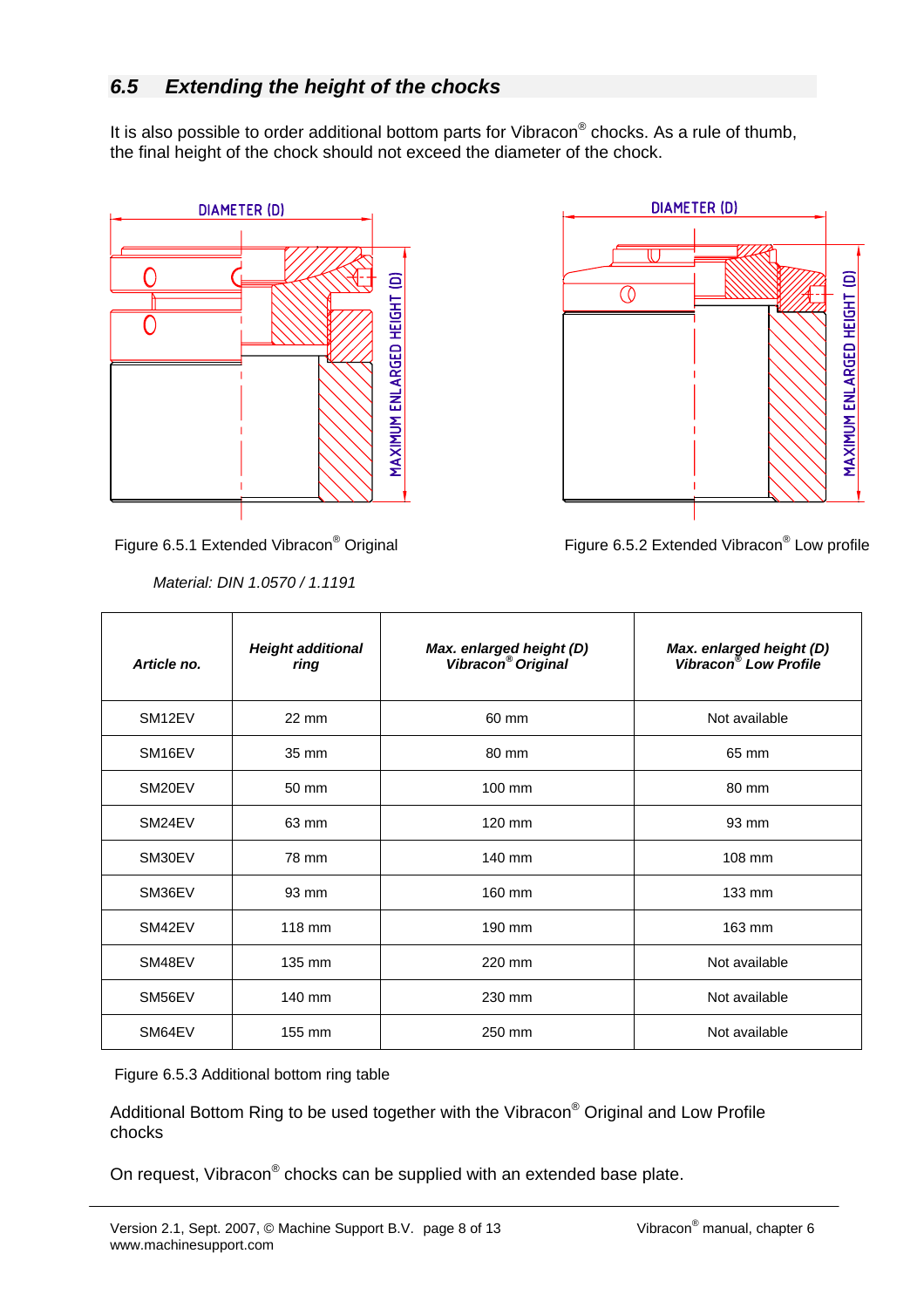## 6.5 Extending the height of the chocks

It is also possible to order additional bottom parts for Vibracon® chocks. As a rule of thumb, the final height of the chock should not exceed the diameter of the chock.

Figure 6.5.1 Extended Vibracon® Original

Figure 6.5.2 Extended Vibracon® Low profile

*Material: DIN 1.0570 / 1.1191*

| *Article no.* | *Height additional ring* | *Max. enlarged height (D) Vibracon® Original* | *Max. enlarged height (D) Vibracon® Low Profile* |
|---|---|---|---|
| SM12EV | 22 mm | 60 mm | Not available |
| SM16EV | 35 mm | 80 mm | 65 mm |
| SM20EV | 50 mm | 100 mm | 80 mm |
| SM24EV | 63 mm | 120 mm | 93 mm |
| SM30EV | 78 mm | 140 mm | 108 mm |
| SM36EV | 93 mm | 160 mm | 133 mm |
| SM42EV | 118 mm | 190 mm | 163 mm |
| SM48EV | 135 mm | 220 mm | Not available |
| SM56EV | 140 mm | 230 mm | Not available |
| SM64EV | 155 mm | 250 mm | Not available |

Figure 6.5.3 Additional bottom ring table

Additional Bottom Ring to be used together with the Vibracon® Original and Low Profile chocks

On request, Vibracon® chocks can be supplied with an extended base plate.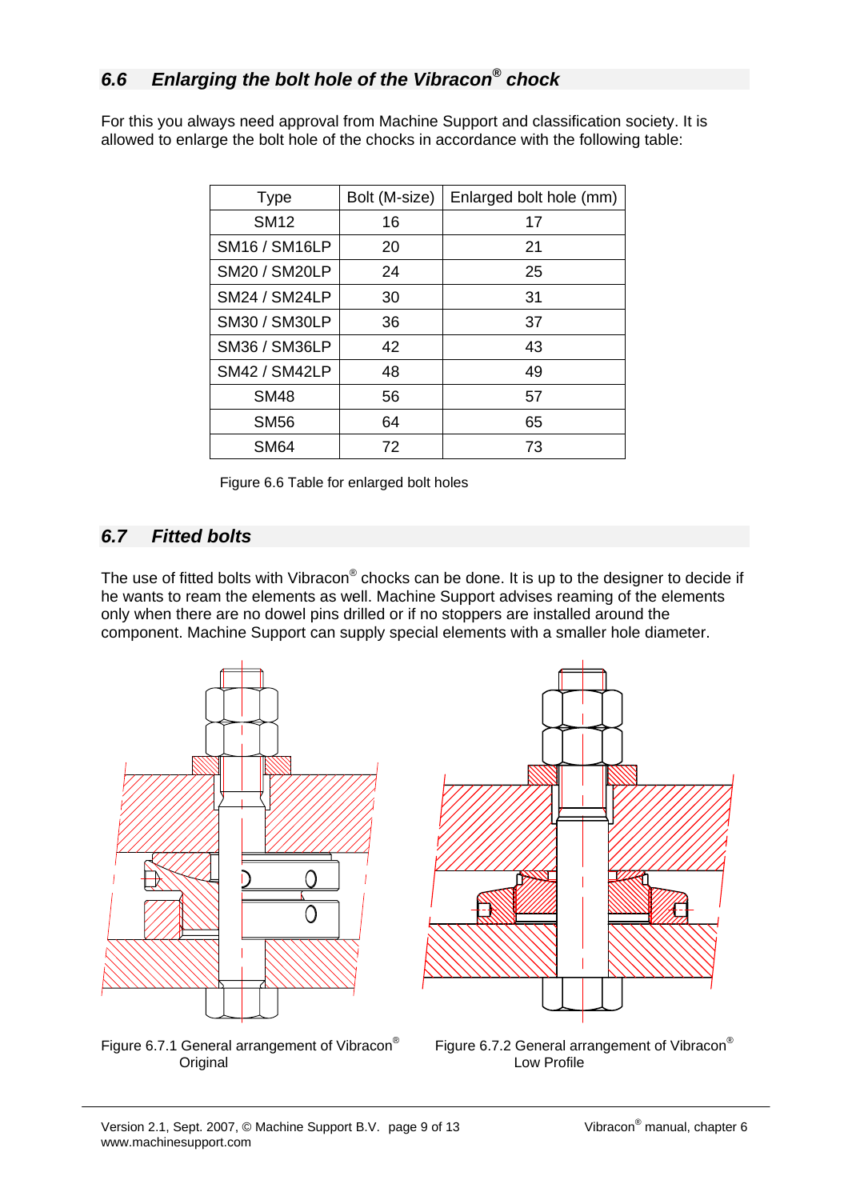## 6.6 Enlarging the bolt hole of the Vibracon® chock

For this you always need approval from Machine Support and classification society. It is allowed to enlarge the bolt hole of the chocks in accordance with the following table:

| Type | Bolt (M-size) | Enlarged bolt hole (mm) |
|---|---|---|
| SM12 | 16 | 17 |
| SM16 / SM16LP | 20 | 21 |
| SM20 / SM20LP | 24 | 25 |
| SM24 / SM24LP | 30 | 31 |
| SM30 / SM30LP | 36 | 37 |
| SM36 / SM36LP | 42 | 43 |
| SM42 / SM42LP | 48 | 49 |
| SM48 | 56 | 57 |
| SM56 | 64 | 65 |
| SM64 | 72 | 73 |

Figure 6.6 Table for enlarged bolt holes

## 6.7 Fitted bolts

The use of fitted bolts with Vibracon® chocks can be done. It is up to the designer to decide if he wants to ream the elements as well. Machine Support advises reaming of the elements only when there are no dowel pins drilled or if no stoppers are installed around the component. Machine Support can supply special elements with a smaller hole diameter.

Figure 6.7.1 General arrangement of Vibracon® Original

Figure 6.7.2 General arrangement of Vibracon® Low Profile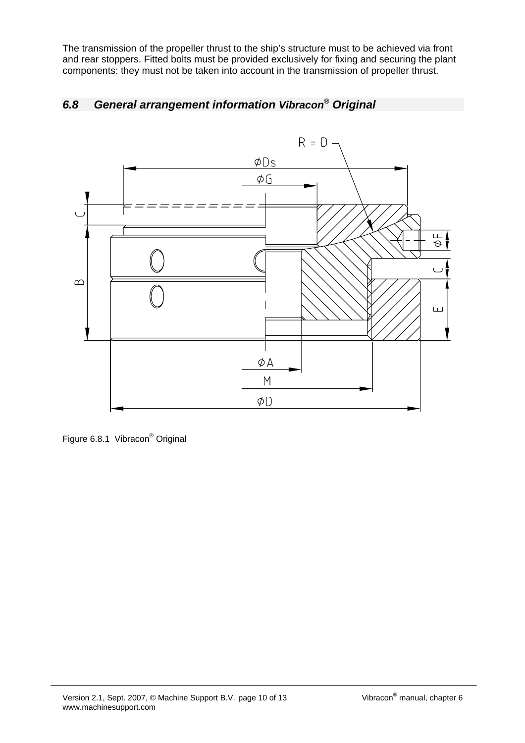The transmission of the propeller thrust to the ship's structure must to be achieved via front and rear stoppers. Fitted bolts must be provided exclusively for fixing and securing the plant components: they must not be taken into account in the transmission of propeller thrust.

## *6.8 General arrangement information Vibracon® Original*

Figure 6.8.1 Vibracon® Original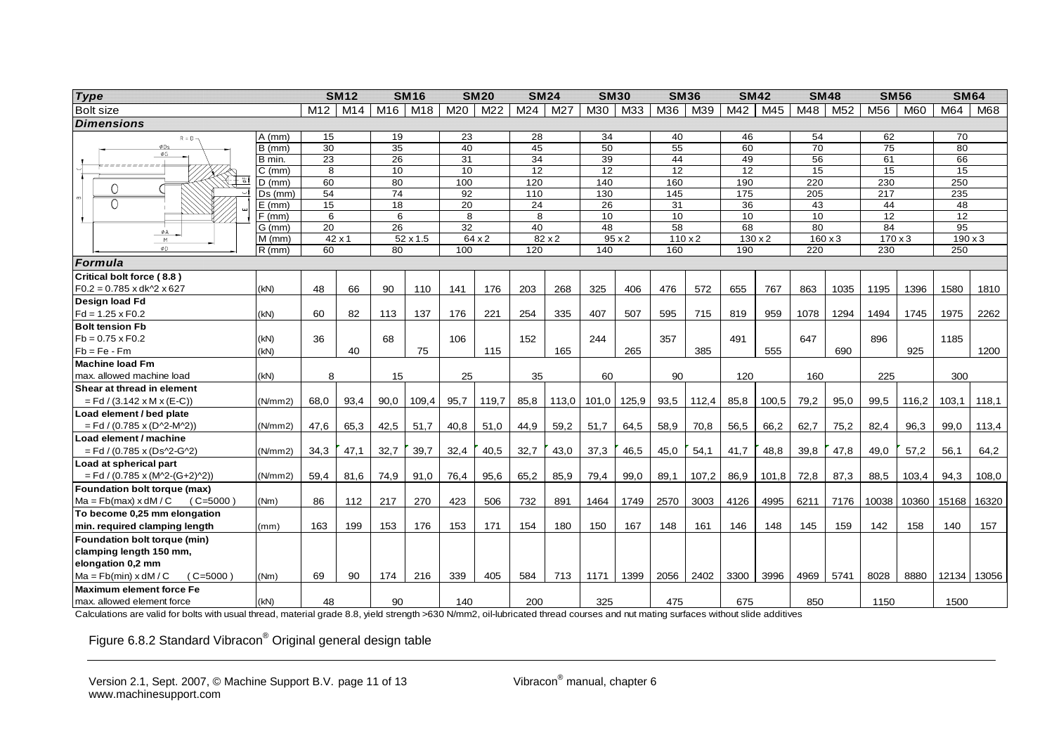| Type | | SM12 | | SM16 | | SM20 | | SM24 | | SM30 | | SM36 | | SM42 | | SM48 | | SM56 | | SM64 | |
|---|---|---|---|---|---|---|---|---|---|---|---|---|---|---|---|---|---|---|---|---|---|
| Bolt size | | M12 | M14 | M16 | M18 | M20 | M22 | M24 | M27 | M30 | M33 | M36 | M39 | M42 | M45 | M48 | M52 | M56 | M60 | M64 | M68 |
| **Dimensions** | | | | | | | | | | | | | | | | | | | | | |
| | A (mm) | 15 | | 19 | | 23 | | 28 | | 34 | | 40 | | 46 | | 54 | | 62 | | 70 | |
| | B (mm) | 30 | | 35 | | 40 | | 45 | | 50 | | 55 | | 60 | | 70 | | 75 | | 80 | |
| | B min. | 23 | | 26 | | 31 | | 34 | | 39 | | 44 | | 49 | | 56 | | 61 | | 66 | |
| | C (mm) | 8 | | 10 | | 10 | | 12 | | 12 | | 12 | | 12 | | 15 | | 15 | | 15 | |
| | D (mm) | 60 | | 80 | | 100 | | 120 | | 140 | | 160 | | 190 | | 220 | | 230 | | 250 | |
| | Ds (mm) | 54 | | 74 | | 92 | | 110 | | 130 | | 145 | | 175 | | 205 | | 217 | | 235 | |
| | E (mm) | 15 | | 18 | | 20 | | 24 | | 26 | | 31 | | 36 | | 43 | | 44 | | 48 | |
| | F (mm) | 6 | | 6 | | 8 | | 8 | | 10 | | 10 | | 10 | | 10 | | 12 | | 12 | |
| | G (mm) | 20 | | 26 | | 32 | | 40 | | 48 | | 58 | | 68 | | 80 | | 84 | | 95 | |
| | M (mm) | 42 x 1 | | 52 x 1.5 | | 64 x 2 | | 82 x 2 | | 95 x 2 | | 110 x 2 | | 130 x 2 | | 160 x 3 | | 170 x 3 | | 190 x 3 | |
| | R (mm) | 60 | | 80 | | 100 | | 120 | | 140 | | 160 | | 190 | | 220 | | 230 | | 250 | |
| **Formula** | | | | | | | | | | | | | | | | | | | | | |
| **Critical bolt force ( 8.8 )** | | | | | | | | | | | | | | | | | | | | | |
| F0.2 = 0.785 x dk^2 x 627 | (kN) | 48 | 66 | 90 | 110 | 141 | 176 | 203 | 268 | 325 | 406 | 476 | 572 | 655 | 767 | 863 | 1035 | 1195 | 1396 | 1580 | 1810 |
| **Design load Fd** | | | | | | | | | | | | | | | | | | | | | |
| Fd = 1.25 x F0.2 | (kN) | 60 | 82 | 113 | 137 | 176 | 221 | 254 | 335 | 407 | 507 | 595 | 715 | 819 | 959 | 1078 | 1294 | 1494 | 1745 | 1975 | 2262 |
| **Bolt tension Fb** | | | | | | | | | | | | | | | | | | | | | |
| Fb = 0.75 x F0.2 | (kN) | 36 | | 68 | | 106 | | 152 | | 244 | | 357 | | 491 | | 647 | | 896 | | 1185 | |
| Fb = Fe - Fm | (kN) | | 40 | | 75 | | 115 | | 165 | | 265 | | 385 | | 555 | | 690 | | 925 | | 1200 |
| **Machine load Fm** | | | | | | | | | | | | | | | | | | | | | |
| max. allowed machine load | (kN) | 8 | | 15 | | 25 | | 35 | | 60 | | 90 | | 120 | | 160 | | 225 | | 300 | |
| **Shear at thread in element** | | | | | | | | | | | | | | | | | | | | | |
| = Fd / (3.142 x M x (E-C)) | (N/mm2) | 68,0 | 93,4 | 90,0 | 109,4 | 95,7 | 119,7 | 85,8 | 113,0 | 101,0 | 125,9 | 93,5 | 112,4 | 85,8 | 100,5 | 79,2 | 95,0 | 99,5 | 116,2 | 103,1 | 118,1 |
| **Load element / bed plate** | | | | | | | | | | | | | | | | | | | | | |
| = Fd / (0.785 x (D^2-M^2)) | (N/mm2) | 47,6 | 65,3 | 42,5 | 51,7 | 40,8 | 51,0 | 44,9 | 59,2 | 51,7 | 64,5 | 58,9 | 70,8 | 56,5 | 66,2 | 62,7 | 75,2 | 82,4 | 96,3 | 99,0 | 113,4 |
| **Load element / machine** | | | | | | | | | | | | | | | | | | | | | |
| = Fd / (0.785 x (Ds^2-G^2) | (N/mm2) | 34,3 | 47,1 | 32,7 | 39,7 | 32,4 | 40,5 | 32,7 | 43,0 | 37,3 | 46,5 | 45,0 | 54,1 | 41,7 | 48,8 | 39,8 | 47,8 | 49,0 | 57,2 | 56,1 | 64,2 |
| **Load at spherical part** | | | | | | | | | | | | | | | | | | | | | |
| = Fd / (0.785 x (M^2-(G+2)^2)) | (N/mm2) | 59,4 | 81,6 | 74,9 | 91,0 | 76,4 | 95,6 | 65,2 | 85,9 | 79,4 | 99,0 | 89,1 | 107,2 | 86,9 | 101,8 | 72,8 | 87,3 | 88,5 | 103,4 | 94,3 | 108,0 |
| **Foundation bolt torque (max)** | | | | | | | | | | | | | | | | | | | | | |
| Ma = Fb(max) x dM / C (C=5000) | (Nm) | 86 | 112 | 217 | 270 | 423 | 506 | 732 | 891 | 1464 | 1749 | 2570 | 3003 | 4126 | 4995 | 6211 | 7176 | 10038 | 10360 | 15168 | 16320 |
| **To become 0,25 mm elongation** | | | | | | | | | | | | | | | | | | | | | |
| **min. required clamping length** | (mm) | 163 | 199 | 153 | 176 | 153 | 171 | 154 | 180 | 150 | 167 | 148 | 161 | 146 | 148 | 145 | 159 | 142 | 158 | 140 | 157 |
| **Foundation bolt torque (min)** | | | | | | | | | | | | | | | | | | | | | |
| **clamping length 150 mm,** | | | | | | | | | | | | | | | | | | | | | |
| **elongation 0,2 mm** | | | | | | | | | | | | | | | | | | | | | |
| Ma = Fb(min) x dM / C (C=5000) | (Nm) | 69 | 90 | 174 | 216 | 339 | 405 | 584 | 713 | 1171 | 1399 | 2056 | 2402 | 3300 | 3996 | 4969 | 5741 | 8028 | 8880 | 12134 | 13056 |
| **Maximum element force Fe** | | | | | | | | | | | | | | | | | | | | | |
| max. allowed element force | (kN) | 48 | | 90 | | 140 | | 200 | | 325 | | 475 | | 675 | | 850 | | 1150 | | 1500 | |

Calculations are valid for bolts with usual thread, material grade 8.8, yield strength >630 N/mm2, oil-lubricated thread courses and nut mating surfaces without slide additives

Figure 6.8.2 Standard Vibracon® Original general design table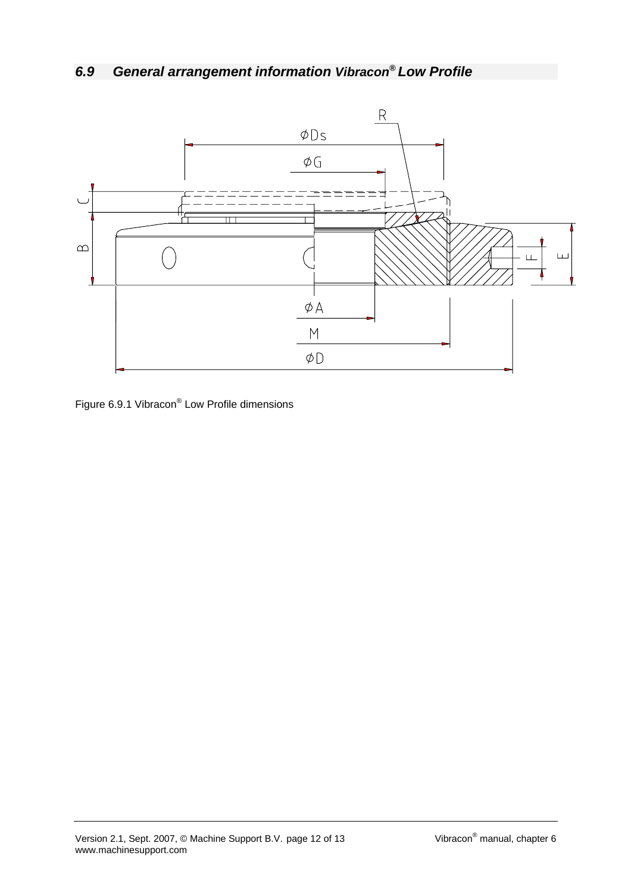## *6.9 General arrangement information Vibracon® Low Profile*

Figure 6.9.1 Vibracon® Low Profile dimensions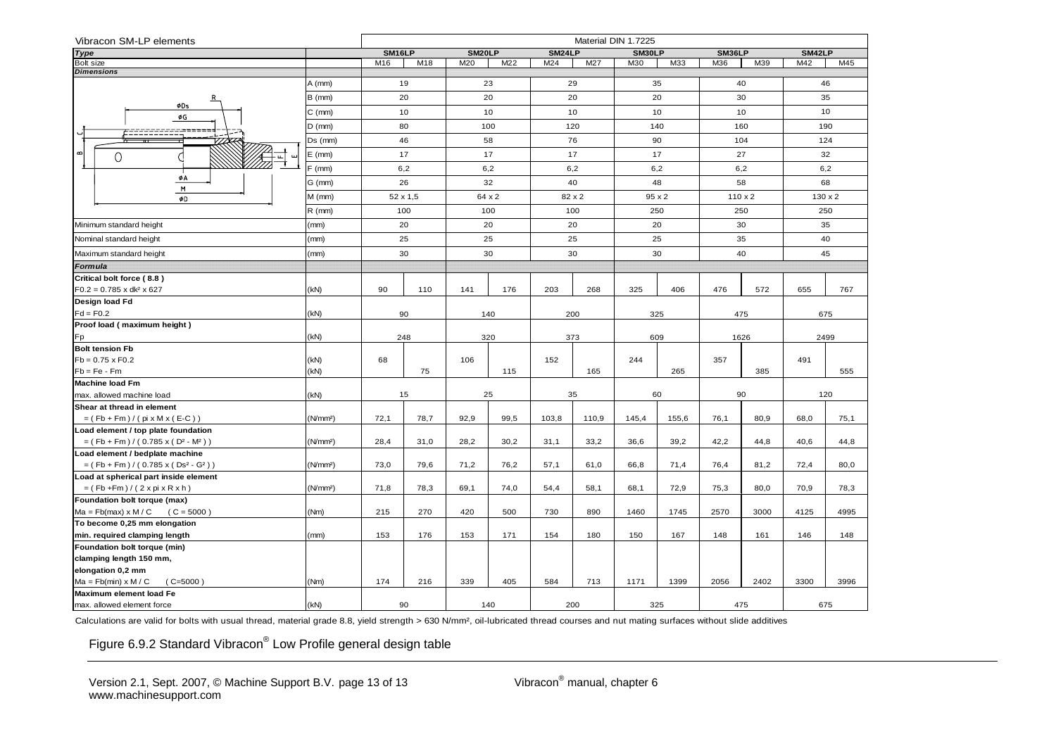| Vibracon SM-LP elements | | Material DIN 1.7225 | | | | | | | | | | | |
|---|---|---|---|---|---|---|---|---|---|---|---|---|---|
| *Type* | | SM16LP | | SM20LP | | SM24LP | | SM30LP | | SM36LP | | SM42LP | |
| Bolt size | | M16 | M18 | M20 | M22 | M24 | M27 | M30 | M33 | M36 | M39 | M42 | M45 |
| *Dimensions* | | | | | | | | | | | | | |
| | A (mm) | 19 | | 23 | | 29 | | 35 | | 40 | | 46 | |
| | B (mm) | 20 | | 20 | | 20 | | 20 | | 30 | | 35 | |
| | C (mm) | 10 | | 10 | | 10 | | 10 | | 10 | | 10 | |
| | D (mm) | 80 | | 100 | | 120 | | 140 | | 160 | | 190 | |
| | Ds (mm) | 46 | | 58 | | 76 | | 90 | | 104 | | 124 | |
| | E (mm) | 17 | | 17 | | 17 | | 17 | | 27 | | 32 | |
| | F (mm) | 6,2 | | 6,2 | | 6,2 | | 6,2 | | 6,2 | | 6,2 | |
| | G (mm) | 26 | | 32 | | 40 | | 48 | | 58 | | 68 | |
| | M (mm) | 52 x 1,5 | | 64 x 2 | | 82 x 2 | | 95 x 2 | | 110 x 2 | | 130 x 2 | |
| | R (mm) | 100 | | 100 | | 100 | | 250 | | 250 | | 250 | |
| Minimum standard height | (mm) | 20 | | 20 | | 20 | | 20 | | 30 | | 35 | |
| Nominal standard height | (mm) | 25 | | 25 | | 25 | | 25 | | 35 | | 40 | |
| Maximum standard height | (mm) | 30 | | 30 | | 30 | | 30 | | 40 | | 45 | |
| *Formula* | | | | | | | | | | | | | |
| **Critical bolt force ( 8.8 )** $F0.2 = 0.785 \times dk^2 \times 627$ | (kN) | 90 | 110 | 141 | 176 | 203 | 268 | 325 | 406 | 476 | 572 | 655 | 767 |
| **Design load Fd** $Fd = F0.2$ | (kN) | 90 | | 140 | | 200 | | 325 | | 475 | | 675 | |
| **Proof load ( maximum height )** Fp | (kN) | 248 | | 320 | | 373 | | 609 | | 1626 | | 2499 | |
| **Bolt tension Fb** $Fb = 0.75 \times F0.2$ | (kN) | 68 | | 106 | | 152 | | 244 | | 357 | | 491 | |
| $Fb = Fe - Fm$ | (kN) | | 75 | | 115 | | 165 | | 265 | | 385 | | 555 |
| **Machine load Fm** max. allowed machine load | (kN) | 15 | | 25 | | 35 | | 60 | | 90 | | 120 | |
| **Shear at thread in element** $= ( Fb + Fm ) / ( pi \times M \times ( E-C ) )$ | (N/mm²) | 72,1 | 78,7 | 92,9 | 99,5 | 103,8 | 110,9 | 145,4 | 155,6 | 76,1 | 80,9 | 68,0 | 75,1 |
| **Load element / top plate foundation** $= ( Fb + Fm ) / ( 0.785 \times ( D^2 - M^2 ) )$ | (N/mm²) | 28,4 | 31,0 | 28,2 | 30,2 | 31,1 | 33,2 | 36,6 | 39,2 | 42,2 | 44,8 | 40,6 | 44,8 |
| **Load element / bedplate machine** $= ( Fb + Fm ) / ( 0.785 \times ( Ds^2 - G^2 ) )$ | (N/mm²) | 73,0 | 79,6 | 71,2 | 76,2 | 57,1 | 61,0 | 66,8 | 71,4 | 76,4 | 81,2 | 72,4 | 80,0 |
| **Load at spherical part inside element** $= ( Fb + Fm ) / ( 2 \times pi \times R \times h )$ | (N/mm²) | 71,8 | 78,3 | 69,1 | 74,0 | 54,4 | 58,1 | 68,1 | 72,9 | 75,3 | 80,0 | 70,9 | 78,3 |
| **Foundation bolt torque (max)** $Ma = Fb(max) \times M / C$ ( C = 5000 ) | (Nm) | 215 | 270 | 420 | 500 | 730 | 890 | 1460 | 1745 | 2570 | 3000 | 4125 | 4995 |
| **To become 0,25 mm elongation** min. required clamping length | (mm) | 153 | 176 | 153 | 171 | 154 | 180 | 150 | 167 | 148 | 161 | 146 | 148 |
| **Foundation bolt torque (min)** clamping length 150 mm, elongation 0,2 mm $Ma = Fb(min) \times M / C$ ( C=5000 ) | (Nm) | 174 | 216 | 339 | 405 | 584 | 713 | 1171 | 1399 | 2056 | 2402 | 3300 | 3996 |
| **Maximum element load Fe** max. allowed element force | (kN) | 90 | | 140 | | 200 | | 325 | | 475 | | 675 | |

Calculations are valid for bolts with usual thread, material grade 8.8, yield strength > 630 N/mm², oil-lubricated thread courses and nut mating surfaces without slide additives

Figure 6.9.2 Standard Vibracon® Low Profile general design table